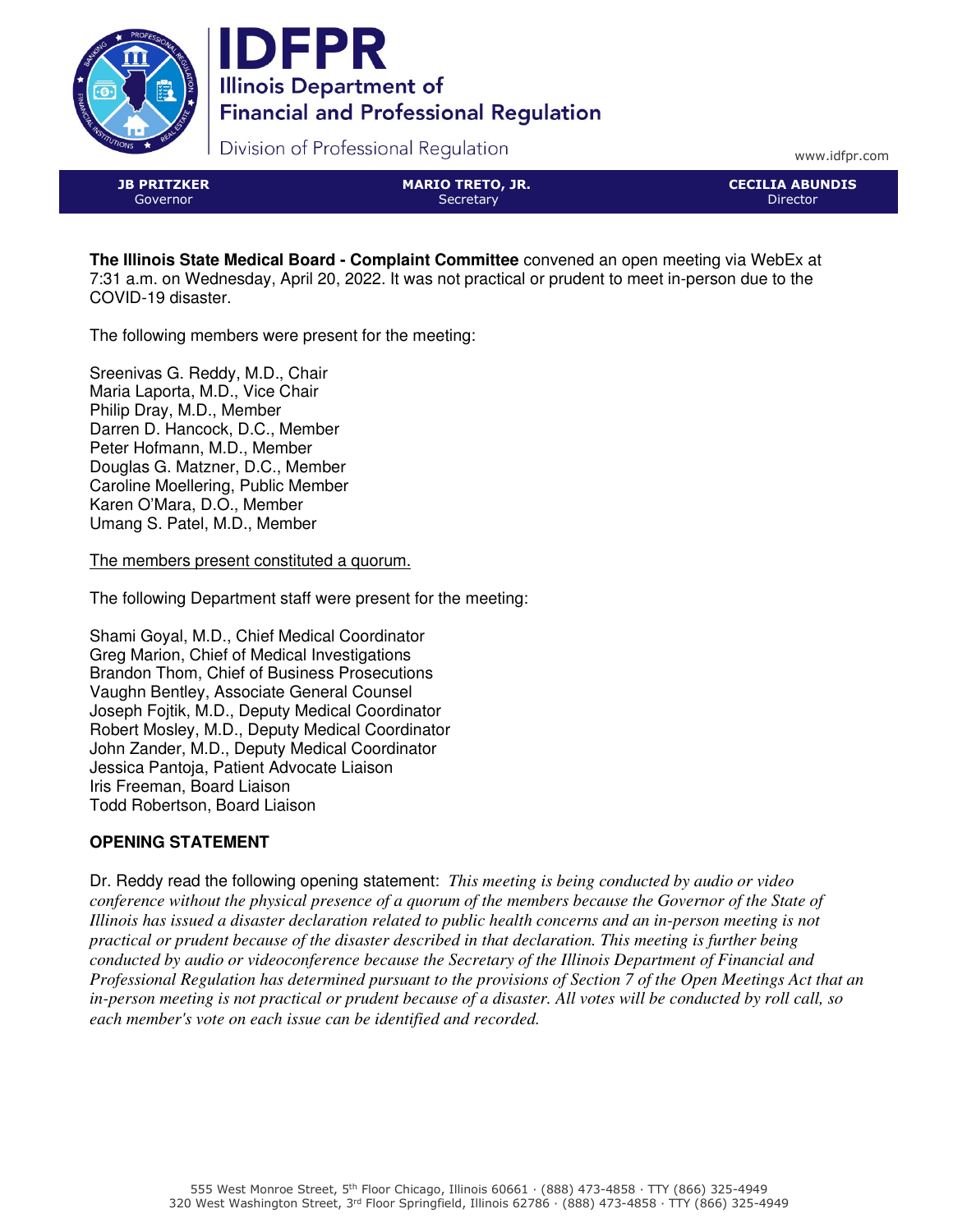# IDFPR

Illinois Department of Financial and Professional Regulation

Division of Professional Regulation

www.idfpr.com

| JB PRITZKER | MARIO TRETO, JR. | CECILIA ABUNDIS |
|---|---|---|
| Governor | Secretary | Director |

**The Illinois State Medical Board - Complaint Committee** convened an open meeting via WebEx at 7:31 a.m. on Wednesday, April 20, 2022. It was not practical or prudent to meet in-person due to the COVID-19 disaster.

The following members were present for the meeting:

Sreenivas G. Reddy, M.D., Chair
Maria Laporta, M.D., Vice Chair
Philip Dray, M.D., Member
Darren D. Hancock, D.C., Member
Peter Hofmann, M.D., Member
Douglas G. Matzner, D.C., Member
Caroline Moellering, Public Member
Karen O'Mara, D.O., Member
Umang S. Patel, M.D., Member

<u>The members present constituted a quorum.</u>

The following Department staff were present for the meeting:

Shami Goyal, M.D., Chief Medical Coordinator
Greg Marion, Chief of Medical Investigations
Brandon Thom, Chief of Business Prosecutions
Vaughn Bentley, Associate General Counsel
Joseph Fojtik, M.D., Deputy Medical Coordinator
Robert Mosley, M.D., Deputy Medical Coordinator
John Zander, M.D., Deputy Medical Coordinator
Jessica Pantoja, Patient Advocate Liaison
Iris Freeman, Board Liaison
Todd Robertson, Board Liaison

## OPENING STATEMENT

Dr. Reddy read the following opening statement: *This meeting is being conducted by audio or video conference without the physical presence of a quorum of the members because the Governor of the State of Illinois has issued a disaster declaration related to public health concerns and an in-person meeting is not practical or prudent because of the disaster described in that declaration. This meeting is further being conducted by audio or videoconference because the Secretary of the Illinois Department of Financial and Professional Regulation has determined pursuant to the provisions of Section 7 of the Open Meetings Act that an in-person meeting is not practical or prudent because of a disaster. All votes will be conducted by roll call, so each member's vote on each issue can be identified and recorded.*

555 West Monroe Street, 5th Floor Chicago, Illinois 60661 · (888) 473-4858 · TTY (866) 325-4949
320 West Washington Street, 3rd Floor Springfield, Illinois 62786 · (888) 473-4858 · TTY (866) 325-4949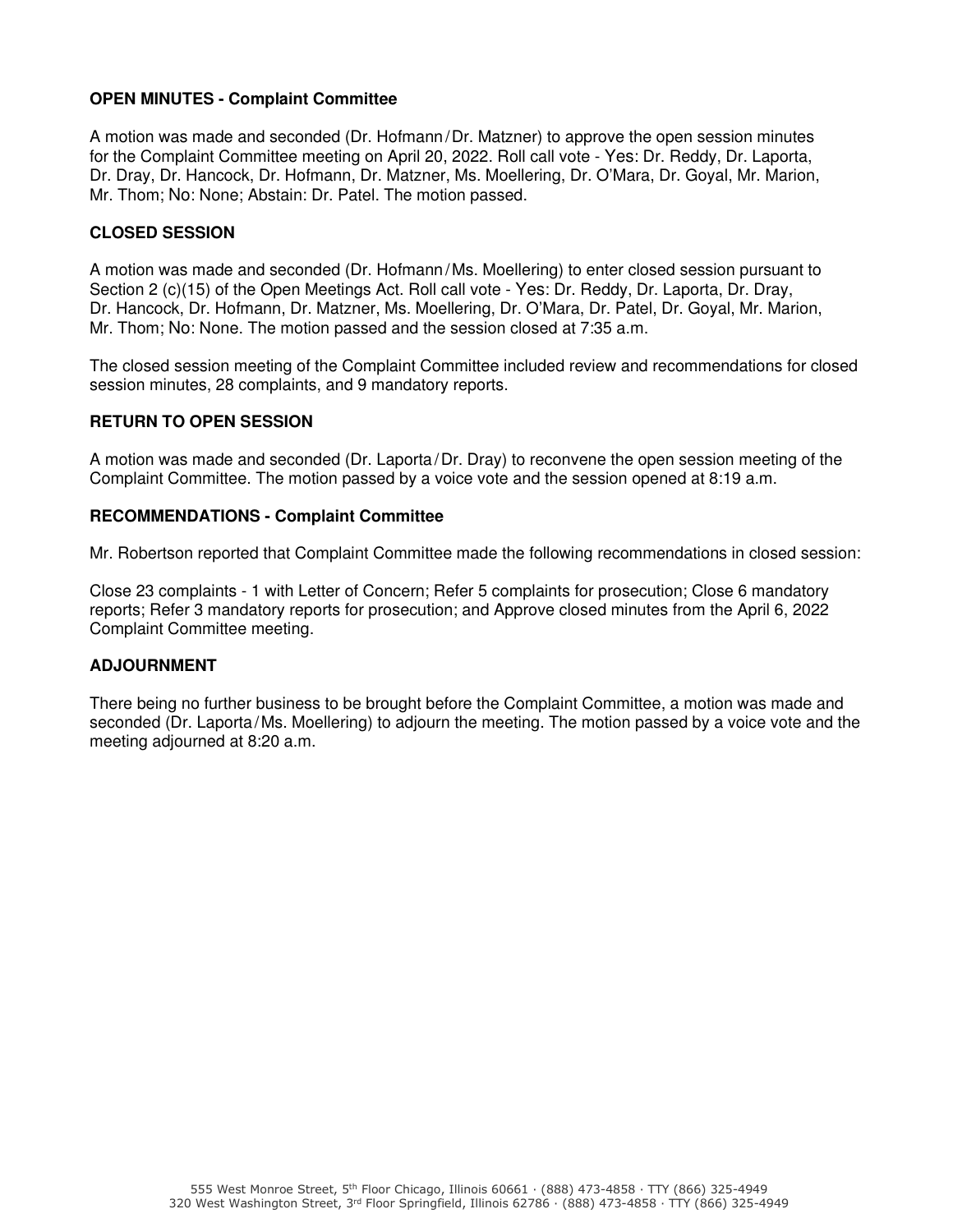**OPEN MINUTES - Complaint Committee**

A motion was made and seconded (Dr. Hofmann / Dr. Matzner) to approve the open session minutes for the Complaint Committee meeting on April 20, 2022. Roll call vote - Yes: Dr. Reddy, Dr. Laporta, Dr. Dray, Dr. Hancock, Dr. Hofmann, Dr. Matzner, Ms. Moellering, Dr. O'Mara, Dr. Goyal, Mr. Marion, Mr. Thom; No: None; Abstain: Dr. Patel. The motion passed.

**CLOSED SESSION**

A motion was made and seconded (Dr. Hofmann / Ms. Moellering) to enter closed session pursuant to Section 2 (c)(15) of the Open Meetings Act. Roll call vote - Yes: Dr. Reddy, Dr. Laporta, Dr. Dray, Dr. Hancock, Dr. Hofmann, Dr. Matzner, Ms. Moellering, Dr. O'Mara, Dr. Patel, Dr. Goyal, Mr. Marion, Mr. Thom; No: None. The motion passed and the session closed at 7:35 a.m.

The closed session meeting of the Complaint Committee included review and recommendations for closed session minutes, 28 complaints, and 9 mandatory reports.

**RETURN TO OPEN SESSION**

A motion was made and seconded (Dr. Laporta / Dr. Dray) to reconvene the open session meeting of the Complaint Committee. The motion passed by a voice vote and the session opened at 8:19 a.m.

**RECOMMENDATIONS - Complaint Committee**

Mr. Robertson reported that Complaint Committee made the following recommendations in closed session:

Close 23 complaints - 1 with Letter of Concern; Refer 5 complaints for prosecution; Close 6 mandatory reports; Refer 3 mandatory reports for prosecution; and Approve closed minutes from the April 6, 2022 Complaint Committee meeting.

**ADJOURNMENT**

There being no further business to be brought before the Complaint Committee, a motion was made and seconded (Dr. Laporta / Ms. Moellering) to adjourn the meeting. The motion passed by a voice vote and the meeting adjourned at 8:20 a.m.